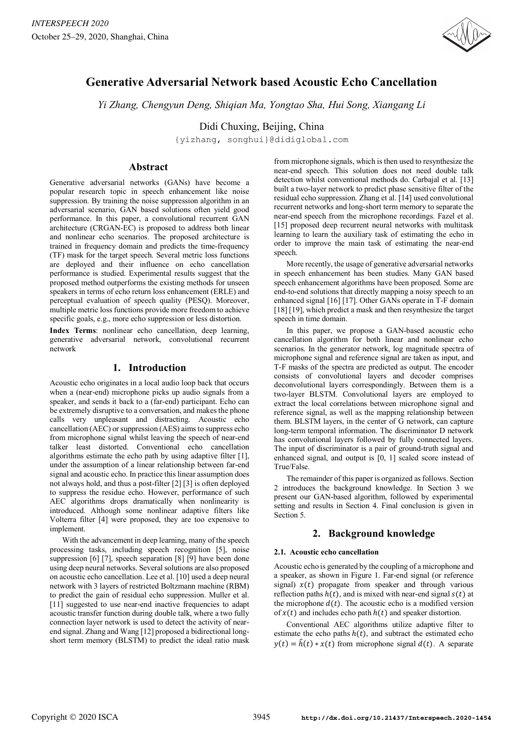# Generative Adversarial Network based Acoustic Echo Cancellation

*Yi Zhang, Chengyun Deng, Shiqian Ma, Yongtao Sha, Hui Song, Xiangang Li*

Didi Chuxing, Beijing, China

{yizhang, songhui}@didiglobal.com

## Abstract

Generative adversarial networks (GANs) have become a popular research topic in speech enhancement like noise suppression. By training the noise suppression algorithm in an adversarial scenario, GAN based solutions often yield good performance. In this paper, a convolutional recurrent GAN architecture (CRGAN-EC) is proposed to address both linear and nonlinear echo scenarios. The proposed architecture is trained in frequency domain and predicts the time-frequency (TF) mask for the target speech. Several metric loss functions are deployed and their influence on echo cancellation performance is studied. Experimental results suggest that the proposed method outperforms the existing methods for unseen speakers in terms of echo return loss enhancement (ERLE) and perceptual evaluation of speech quality (PESQ). Moreover, multiple metric loss functions provide more freedom to achieve specific goals, e.g., more echo suppression or less distortion.

**Index Terms**: nonlinear echo cancellation, deep learning, generative adversarial network, convolutional recurrent network

## 1. Introduction

Acoustic echo originates in a local audio loop back that occurs when a (near-end) microphone picks up audio signals from a speaker, and sends it back to a (far-end) participant. Echo can be extremely disruptive to a conversation, and makes the phone calls very unpleasant and distracting. Acoustic echo cancellation (AEC) or suppression (AES) aims to suppress echo from microphone signal whilst leaving the speech of near-end talker least distorted. Conventional echo cancellation algorithms estimate the echo path by using adaptive filter [1], under the assumption of a linear relationship between far-end signal and acoustic echo. In practice this linear assumption does not always hold, and thus a post-filter [2] [3] is often deployed to suppress the residue echo. However, performance of such AEC algorithms drops dramatically when nonlinearity is introduced. Although some nonlinear adaptive filters like Volterra filter [4] were proposed, they are too expensive to implement.

With the advancement in deep learning, many of the speech processing tasks, including speech recognition [5], noise suppression [6] [7], speech separation [8] [9] have been done using deep neural networks. Several solutions are also proposed on acoustic echo cancellation. Lee et al. [10] used a deep neural network with 3 layers of restricted Boltzmann machine (RBM) to predict the gain of residual echo suppression. Muller et al. [11] suggested to use near-end inactive frequencies to adapt acoustic transfer function during double talk, where a two fully connection layer network is used to detect the activity of near-end signal. Zhang and Wang [12] proposed a bidirectional long-short term memory (BLSTM) to predict the ideal ratio mask from microphone signals, which is then used to resynthesize the near-end speech. This solution does not need double talk detection whilst conventional methods do. Carbajal et al. [13] built a two-layer network to predict phase sensitive filter of the residual echo suppression. Zhang et al. [14] used convolutional recurrent networks and long-short term memory to separate the near-end speech from the microphone recordings. Fazel et al. [15] proposed deep recurrent neural networks with multitask learning to learn the auxiliary task of estimating the echo in order to improve the main task of estimating the near-end speech.

More recently, the usage of generative adversarial networks in speech enhancement has been studies. Many GAN based speech enhancement algorithms have been proposed. Some are end-to-end solutions that directly mapping a noisy speech to an enhanced signal [16] [17]. Other GANs operate in T-F domain [18] [19], which predict a mask and then resynthesize the target speech in time domain.

In this paper, we propose a GAN-based acoustic echo cancellation algorithm for both linear and nonlinear echo scenarios. In the generator network, log magnitude spectra of microphone signal and reference signal are taken as input, and T-F masks of the spectra are predicted as output. The encoder consists of convolutional layers and decoder comprises deconvolutional layers correspondingly. Between them is a two-layer BLSTM. Convolutional layers are employed to extract the local correlations between microphone signal and reference signal, as well as the mapping relationship between them. BLSTM layers, in the center of G network, can capture long-term temporal information. The discriminator D network has convolutional layers followed by fully connected layers. The input of discriminator is a pair of ground-truth signal and enhanced signal, and output is [0, 1] scaled score instead of True/False.

The remainder of this paper is organized as follows. Section 2 introduces the background knowledge. In Section 3 we present our GAN-based algorithm, followed by experimental setting and results in Section 4. Final conclusion is given in Section 5.

## 2. Background knowledge

### 2.1. Acoustic echo cancellation

Acoustic echo is generated by the coupling of a microphone and a speaker, as shown in Figure 1. Far-end signal (or reference signal) $x(t)$ propagate from speaker and through various reflection paths $h(t)$, and is mixed with near-end signal $s(t)$ at the microphone $d(t)$. The acoustic echo is a modified version of $x(t)$ and includes echo path $h(t)$ and speaker distortion.

Conventional AEC algorithms utilize adaptive filter to estimate the echo paths $h(t)$, and subtract the estimated echo $y(t) = \hat{h}(t) * x(t)$ from microphone signal $d(t)$. A separate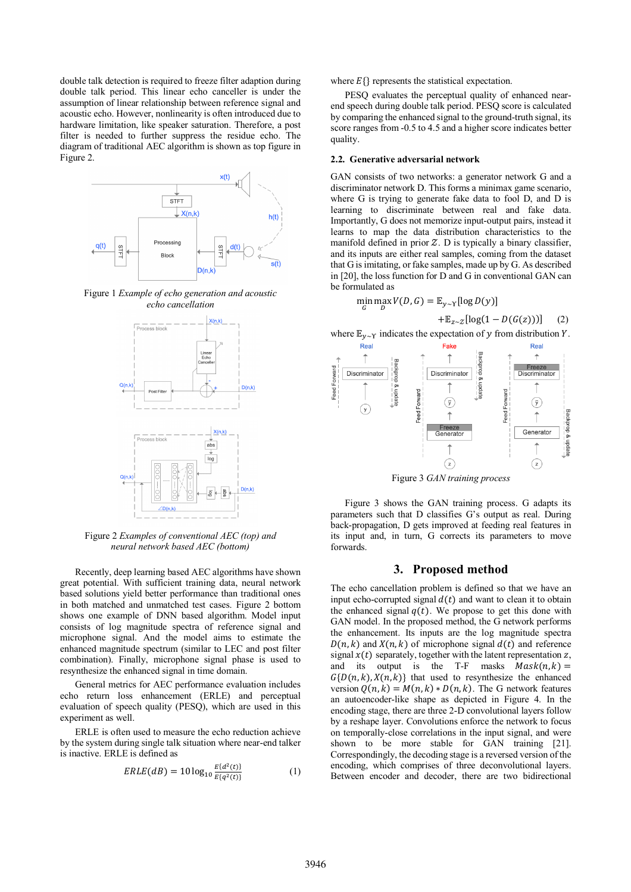double talk detection is required to freeze filter adaption during double talk period. This linear echo canceller is under the assumption of linear relationship between reference signal and acoustic echo. However, nonlinearity is often introduced due to hardware limitation, like speaker saturation. Therefore, a post filter is needed to further suppress the residue echo. The diagram of traditional AEC algorithm is shown as top figure in Figure 2.

Figure 1 *Example of echo generation and acoustic echo cancellation*

Figure 2 *Examples of conventional AEC (top) and neural network based AEC (bottom)*

Recently, deep learning based AEC algorithms have shown great potential. With sufficient training data, neural network based solutions yield better performance than traditional ones in both matched and unmatched test cases. Figure 2 bottom shows one example of DNN based algorithm. Model input consists of log magnitude spectra of reference signal and microphone signal. And the model aims to estimate the enhanced magnitude spectrum (similar to LEC and post filter combination). Finally, microphone signal phase is used to resynthesize the enhanced signal in time domain.

General metrics for AEC performance evaluation includes echo return loss enhancement (ERLE) and perceptual evaluation of speech quality (PESQ), which are used in this experiment as well.

ERLE is often used to measure the echo reduction achieve by the system during single talk situation where near-end talker is inactive. ERLE is defined as

$$ERLE(dB) = 10\log_{10}\frac{E\{d^2(t)\}}{E\{q^2(t)\}} \qquad (1)$$

where $E\{\}$ represents the statistical expectation.

PESQ evaluates the perceptual quality of enhanced near-end speech during double talk period. PESQ score is calculated by comparing the enhanced signal to the ground-truth signal, its score ranges from -0.5 to 4.5 and a higher score indicates better quality.

### 2.2. Generative adversarial network

GAN consists of two networks: a generator network G and a discriminator network D. This forms a minimax game scenario, where G is trying to generate fake data to fool D, and D is learning to discriminate between real and fake data. Importantly, G does not memorize input-output pairs, instead it learns to map the data distribution characteristics to the manifold defined in prior $\mathcal{Z}$. D is typically a binary classifier, and its inputs are either real samples, coming from the dataset that G is imitating, or fake samples, made up by G. As described in [20], the loss function for D and G in conventional GAN can be formulated as

$$\min_{G}\max_{D} V(D,G) = \mathbb{E}_{y\sim Y}[\log D(y)] + \mathbb{E}_{z\sim Z}[\log(1 - D(G(z)))] \qquad (2)$$

where $\mathbb{E}_{y\sim Y}$ indicates the expectation of $y$ from distribution $Y$.

Figure 3 *GAN training process*

Figure 3 shows the GAN training process. G adapts its parameters such that D classifies G's output as real. During back-propagation, D gets improved at feeding real features in its input and, in turn, G corrects its parameters to move forwards.

## 3. Proposed method

The echo cancellation problem is defined so that we have an input echo-corrupted signal $d(t)$ and want to clean it to obtain the enhanced signal $q(t)$. We propose to get this done with GAN model. In the proposed method, the G network performs the enhancement. Its inputs are the log magnitude spectra $D(n,k)$ and $X(n,k)$ of microphone signal $d(t)$ and reference signal $x(t)$ separately, together with the latent representation $z$, and its output is the T-F masks $Mask(n,k) = G\{D(n,k), X(n,k)\}$ that used to resynthesize the enhanced version $Q(n,k) = M(n,k) * D(n,k)$. The G network features an autoencoder-like shape as depicted in Figure 4. In the encoding stage, there are three 2-D convolutional layers follow by a reshape layer. Convolutions enforce the network to focus on temporally-close correlations in the input signal, and were shown to be more stable for GAN training [21]. Correspondingly, the decoding stage is a reversed version of the encoding, which comprises of three deconvolutional layers. Between encoder and decoder, there are two bidirectional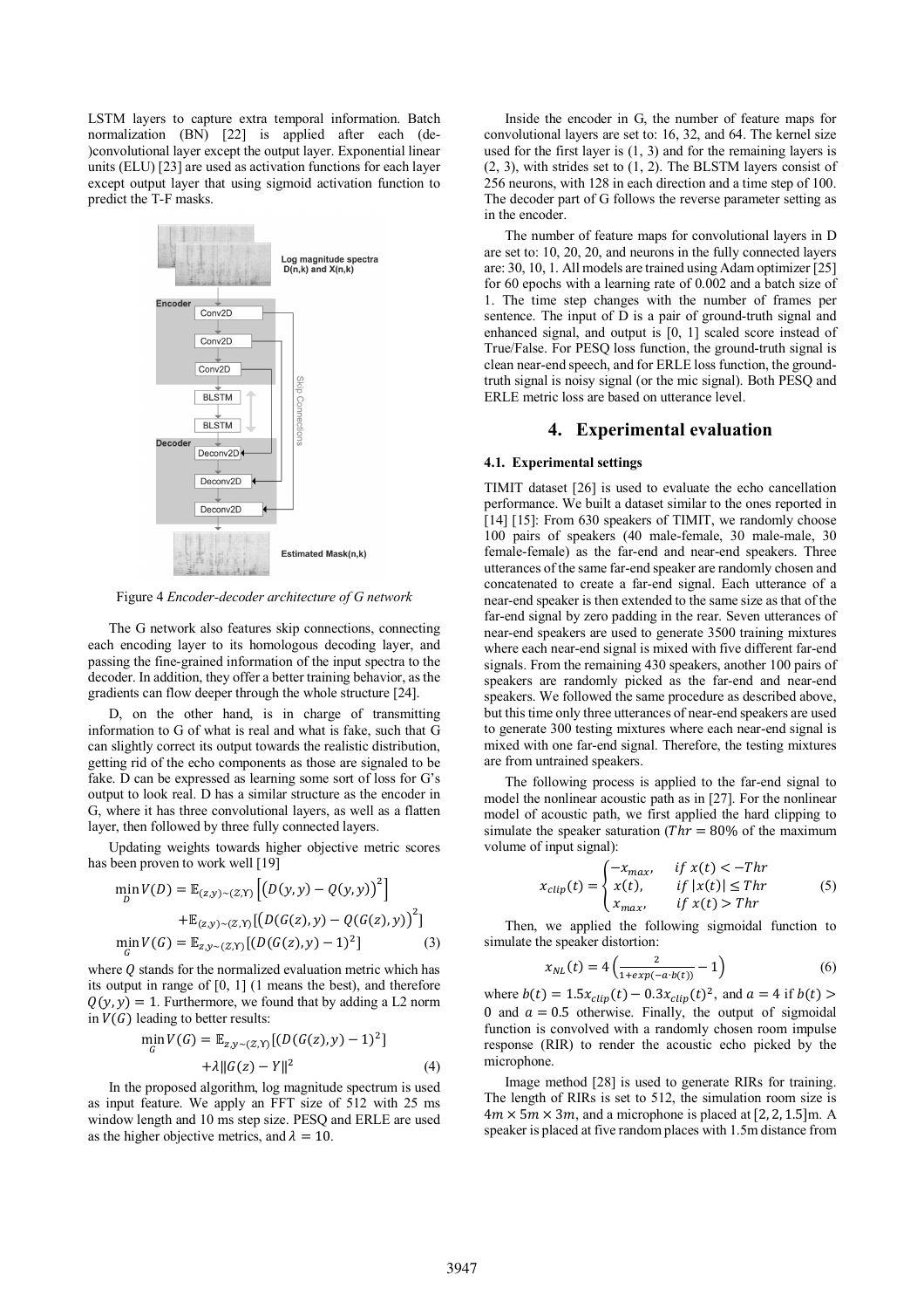LSTM layers to capture extra temporal information. Batch normalization (BN) [22] is applied after each (de-)convolutional layer except the output layer. Exponential linear units (ELU) [23] are used as activation functions for each layer except output layer that using sigmoid activation function to predict the T-F masks.

Figure 4 *Encoder-decoder architecture of G network*

The G network also features skip connections, connecting each encoding layer to its homologous decoding layer, and passing the fine-grained information of the input spectra to the decoder. In addition, they offer a better training behavior, as the gradients can flow deeper through the whole structure [24].

D, on the other hand, is in charge of transmitting information to G of what is real and what is fake, such that G can slightly correct its output towards the realistic distribution, getting rid of the echo components as those are signaled to be fake. D can be expressed as learning some sort of loss for G's output to look real. D has a similar structure as the encoder in G, where it has three convolutional layers, as well as a flatten layer, then followed by three fully connected layers.

Updating weights towards higher objective metric scores has been proven to work well [19]

$$\min_D V(D) = \mathbb{E}_{(z,y)\sim(Z,Y)}\left[\left(D(y,y) - Q(y,y)\right)^2\right] + \mathbb{E}_{(z,y)\sim(Z,Y)}\left[\left(D(G(z),y) - Q(G(z),y)\right)^2\right]$$

$$\min_G V(G) = \mathbb{E}_{z,y\sim(Z,Y)}\left[(D(G(z),y) - 1)^2\right] \tag{3}$$

where $Q$ stands for the normalized evaluation metric which has its output in range of [0, 1] (1 means the best), and therefore $Q(y,y) = 1$. Furthermore, we found that by adding a L2 norm in $V(G)$ leading to better results:

$$\min_G V(G) = \mathbb{E}_{z,y\sim(Z,Y)}\left[(D(G(z),y) - 1)^2\right] + \lambda\|G(z) - Y\|^2 \tag{4}$$

In the proposed algorithm, log magnitude spectrum is used as input feature. We apply an FFT size of 512 with 25 ms window length and 10 ms step size. PESQ and ERLE are used as the higher objective metrics, and $\lambda = 10$.

Inside the encoder in G, the number of feature maps for convolutional layers are set to: 16, 32, and 64. The kernel size used for the first layer is (1, 3) and for the remaining layers is (2, 3), with strides set to (1, 2). The BLSTM layers consist of 256 neurons, with 128 in each direction and a time step of 100. The decoder part of G follows the reverse parameter setting as in the encoder.

The number of feature maps for convolutional layers in D are set to: 10, 20, 20, and neurons in the fully connected layers are: 30, 10, 1. All models are trained using Adam optimizer [25] for 60 epochs with a learning rate of 0.002 and a batch size of 1. The time step changes with the number of frames per sentence. The input of D is a pair of ground-truth signal and enhanced signal, and output is [0, 1] scaled score instead of True/False. For PESQ loss function, the ground-truth signal is clean near-end speech, and for ERLE loss function, the ground-truth signal is noisy signal (or the mic signal). Both PESQ and ERLE metric loss are based on utterance level.

## 4. Experimental evaluation

### 4.1. Experimental settings

TIMIT dataset [26] is used to evaluate the echo cancellation performance. We built a dataset similar to the ones reported in [14] [15]: From 630 speakers of TIMIT, we randomly choose 100 pairs of speakers (40 male-female, 30 male-male, 30 female-female) as the far-end and near-end speakers. Three utterances of the same far-end speaker are randomly chosen and concatenated to create a far-end signal. Each utterance of a near-end speaker is then extended to the same size as that of the far-end signal by zero padding in the rear. Seven utterances of near-end speakers are used to generate 3500 training mixtures where each near-end signal is mixed with five different far-end signals. From the remaining 430 speakers, another 100 pairs of speakers are randomly picked as the far-end and near-end speakers. We followed the same procedure as described above, but this time only three utterances of near-end speakers are used to generate 300 testing mixtures where each near-end signal is mixed with one far-end signal. Therefore, the testing mixtures are from untrained speakers.

The following process is applied to the far-end signal to model the nonlinear acoustic path as in [27]. For the nonlinear model of acoustic path, we first applied the hard clipping to simulate the speaker saturation ($Thr = 80\%$ of the maximum volume of input signal):

$$x_{clip}(t) = \begin{cases} -x_{max}, & if\ x(t) < -Thr \\ x(t), & if\ |x(t)| \leq Thr \\ x_{max}, & if\ x(t) > Thr \end{cases} \tag{5}$$

Then, we applied the following sigmoidal function to simulate the speaker distortion:

$$x_{NL}(t) = 4\left(\frac{2}{1+exp(-a\cdot b(t))} - 1\right) \tag{6}$$

where $b(t) = 1.5x_{clip}(t) - 0.3x_{clip}(t)^2$, and $a = 4$ if $b(t) > 0$ and $a = 0.5$ otherwise. Finally, the output of sigmoidal function is convolved with a randomly chosen room impulse response (RIR) to render the acoustic echo picked by the microphone.

Image method [28] is used to generate RIRs for training. The length of RIRs is set to 512, the simulation room size is $4m \times 5m \times 3m$, and a microphone is placed at $[2, 2, 1.5]$m. A speaker is placed at five random places with 1.5m distance from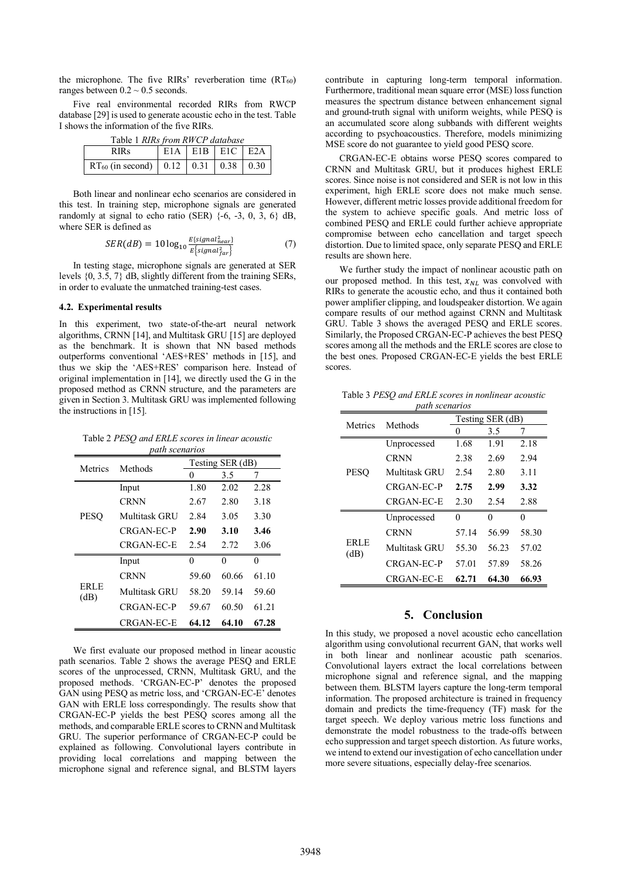the microphone. The five RIRs' reverberation time ($RT_{60}$) ranges between 0.2 ~ 0.5 seconds.

Five real environmental recorded RIRs from RWCP database [29] is used to generate acoustic echo in the test. Table I shows the information of the five RIRs.

Table 1 *RIRs from RWCP database*

| RIRs | E1A | E1B | E1C | E2A |
|---|---|---|---|---|
| $RT_{60}$ (in second) | 0.12 | 0.31 | 0.38 | 0.30 |

Both linear and nonlinear echo scenarios are considered in this test. In training step, microphone signals are generated randomly at signal to echo ratio (SER) {-6, -3, 0, 3, 6} dB, where SER is defined as

$$SER(dB) = 10\log_{10}\frac{E\{signal_{near}^2\}}{E\{signal_{far}^2\}} \tag{7}$$

In testing stage, microphone signals are generated at SER levels {0, 3.5, 7} dB, slightly different from the training SERs, in order to evaluate the unmatched training-test cases.

### 4.2. Experimental results

In this experiment, two state-of-the-art neural network algorithms, CRNN [14], and Multitask GRU [15] are deployed as the benchmark. It is shown that NN based methods outperforms conventional 'AES+RES' methods in [15], and thus we skip the 'AES+RES' comparison here. Instead of original implementation in [14], we directly used the G in the proposed method as CRNN structure, and the parameters are given in Section 3. Multitask GRU was implemented following the instructions in [15].

Table 2 *PESQ and ERLE scores in linear acoustic path scenarios*

| Metrics | Methods | Testing SER (dB) | | |
|---|---|---|---|---|
| | | 0 | 3.5 | 7 |
| PESQ | Input | 1.80 | 2.02 | 2.28 |
| | CRNN | 2.67 | 2.80 | 3.18 |
| | Multitask GRU | 2.84 | 3.05 | 3.30 |
| | CRGAN-EC-P | **2.90** | **3.10** | **3.46** |
| | CRGAN-EC-E | 2.54 | 2.72 | 3.06 |
| ERLE (dB) | Input | 0 | 0 | 0 |
| | CRNN | 59.60 | 60.66 | 61.10 |
| | Multitask GRU | 58.20 | 59.14 | 59.60 |
| | CRGAN-EC-P | 59.67 | 60.50 | 61.21 |
| | CRGAN-EC-E | **64.12** | **64.10** | **67.28** |

We first evaluate our proposed method in linear acoustic path scenarios. Table 2 shows the average PESQ and ERLE scores of the unprocessed, CRNN, Multitask GRU, and the proposed methods. 'CRGAN-EC-P' denotes the proposed GAN using PESQ as metric loss, and 'CRGAN-EC-E' denotes GAN with ERLE loss correspondingly. The results show that CRGAN-EC-P yields the best PESQ scores among all the methods, and comparable ERLE scores to CRNN and Multitask GRU. The superior performance of CRGAN-EC-P could be explained as following. Convolutional layers contribute in providing local correlations and mapping between the microphone signal and reference signal, and BLSTM layers contribute in capturing long-term temporal information. Furthermore, traditional mean square error (MSE) loss function measures the spectrum distance between enhancement signal and ground-truth signal with uniform weights, while PESQ is an accumulated score along subbands with different weights according to psychoacoustics. Therefore, models minimizing MSE score do not guarantee to yield good PESQ score.

CRGAN-EC-E obtains worse PESQ scores compared to CRNN and Multitask GRU, but it produces highest ERLE scores. Since noise is not considered and SER is not low in this experiment, high ERLE score does not make much sense. However, different metric losses provide additional freedom for the system to achieve specific goals. And metric loss of combined PESQ and ERLE could further achieve appropriate compromise between echo cancellation and target speech distortion. Due to limited space, only separate PESQ and ERLE results are shown here.

We further study the impact of nonlinear acoustic path on our proposed method. In this test, $x_{NL}$ was convolved with RIRs to generate the acoustic echo, and thus it contained both power amplifier clipping, and loudspeaker distortion. We again compare results of our method against CRNN and Multitask GRU. Table 3 shows the averaged PESQ and ERLE scores. Similarly, the Proposed CRGAN-EC-P achieves the best PESQ scores among all the methods and the ERLE scores are close to the best ones. Proposed CRGAN-EC-E yields the best ERLE scores.

Table 3 *PESQ and ERLE scores in nonlinear acoustic path scenarios*

| Metrics | Methods | Testing SER (dB) | | |
|---|---|---|---|---|
| | | 0 | 3.5 | 7 |
| PESQ | Unprocessed | 1.68 | 1.91 | 2.18 |
| | CRNN | 2.38 | 2.69 | 2.94 |
| | Multitask GRU | 2.54 | 2.80 | 3.11 |
| | CRGAN-EC-P | **2.75** | **2.99** | **3.32** |
| | CRGAN-EC-E | 2.30 | 2.54 | 2.88 |
| ERLE (dB) | Unprocessed | 0 | 0 | 0 |
| | CRNN | 57.14 | 56.99 | 58.30 |
| | Multitask GRU | 55.30 | 56.23 | 57.02 |
| | CRGAN-EC-P | 57.01 | 57.89 | 58.26 |
| | CRGAN-EC-E | **62.71** | **64.30** | **66.93** |

## 5. Conclusion

In this study, we proposed a novel acoustic echo cancellation algorithm using convolutional recurrent GAN, that works well in both linear and nonlinear acoustic path scenarios. Convolutional layers extract the local correlations between microphone signal and reference signal, and the mapping between them. BLSTM layers capture the long-term temporal information. The proposed architecture is trained in frequency domain and predicts the time-frequency (TF) mask for the target speech. We deploy various metric loss functions and demonstrate the model robustness to the trade-offs between echo suppression and target speech distortion. As future works, we intend to extend our investigation of echo cancellation under more severe situations, especially delay-free scenarios.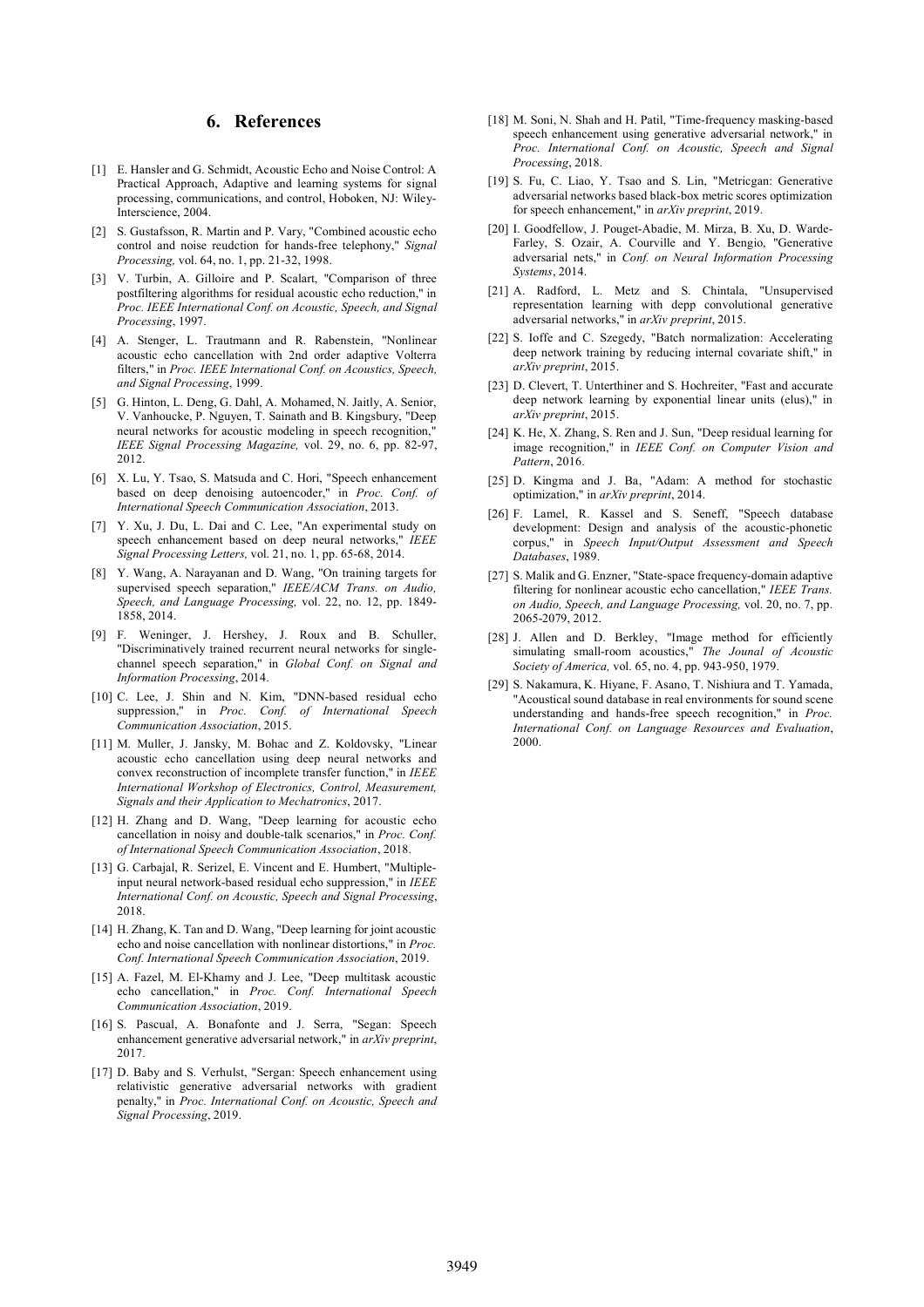## 6. References

[1] E. Hansler and G. Schmidt, Acoustic Echo and Noise Control: A Practical Approach, Adaptive and learning systems for signal processing, communications, and control, Hoboken, NJ: Wiley-Interscience, 2004.

[2] S. Gustafsson, R. Martin and P. Vary, "Combined acoustic echo control and noise reudction for hands-free telephony," *Signal Processing,* vol. 64, no. 1, pp. 21-32, 1998.

[3] V. Turbin, A. Gilloire and P. Scalart, "Comparison of three postfiltering algorithms for residual acoustic echo reduction," in *Proc. IEEE International Conf. on Acoustic, Speech, and Signal Processing*, 1997.

[4] A. Stenger, L. Trautmann and R. Rabenstein, "Nonlinear acoustic echo cancellation with 2nd order adaptive Volterra filters," in *Proc. IEEE International Conf. on Acoustics, Speech, and Signal Processing*, 1999.

[5] G. Hinton, L. Deng, G. Dahl, A. Mohamed, N. Jaitly, A. Senior, V. Vanhoucke, P. Nguyen, T. Sainath and B. Kingsbury, "Deep neural networks for acoustic modeling in speech recognition," *IEEE Signal Processing Magazine,* vol. 29, no. 6, pp. 82-97, 2012.

[6] X. Lu, Y. Tsao, S. Matsuda and C. Hori, "Speech enhancement based on deep denoising autoencoder," in *Proc. Conf. of International Speech Communication Association*, 2013.

[7] Y. Xu, J. Du, L. Dai and C. Lee, "An experimental study on speech enhancement based on deep neural networks," *IEEE Signal Processing Letters,* vol. 21, no. 1, pp. 65-68, 2014.

[8] Y. Wang, A. Narayanan and D. Wang, "On training targets for supervised speech separation," *IEEE/ACM Trans. on Audio, Speech, and Language Processing,* vol. 22, no. 12, pp. 1849-1858, 2014.

[9] F. Weninger, J. Hershey, J. Roux and B. Schuller, "Discriminatively trained recurrent neural networks for single-channel speech separation," in *Global Conf. on Signal and Information Processing*, 2014.

[10] C. Lee, J. Shin and N. Kim, "DNN-based residual echo suppression," in *Proc. Conf. of International Speech Communication Association*, 2015.

[11] M. Muller, J. Jansky, M. Bohac and Z. Koldovsky, "Linear acoustic echo cancellation using deep neural networks and convex reconstruction of incomplete transfer function," in *IEEE International Workshop of Electronics, Control, Measurement, Signals and their Application to Mechatronics*, 2017.

[12] H. Zhang and D. Wang, "Deep learning for acoustic echo cancellation in noisy and double-talk scenarios," in *Proc. Conf. of International Speech Communication Association*, 2018.

[13] G. Carbajal, R. Serizel, E. Vincent and E. Humbert, "Multiple-input neural network-based residual echo suppression," in *IEEE International Conf. on Acoustic, Speech and Signal Processing*, 2018.

[14] H. Zhang, K. Tan and D. Wang, "Deep learning for joint acoustic echo and noise cancellation with nonlinear distortions," in *Proc. Conf. International Speech Communication Association*, 2019.

[15] A. Fazel, M. El-Khamy and J. Lee, "Deep multitask acoustic echo cancellation," in *Proc. Conf. International Speech Communication Association*, 2019.

[16] S. Pascual, A. Bonafonte and J. Serra, "Segan: Speech enhancement generative adversarial network," in *arXiv preprint*, 2017.

[17] D. Baby and S. Verhulst, "Sergan: Speech enhancement using relativistic generative adversarial networks with gradient penalty," in *Proc. International Conf. on Acoustic, Speech and Signal Processing*, 2019.

[18] M. Soni, N. Shah and H. Patil, "Time-frequency masking-based speech enhancement using generative adversarial network," in *Proc. International Conf. on Acoustic, Speech and Signal Processing*, 2018.

[19] S. Fu, C. Liao, Y. Tsao and S. Lin, "Metricgan: Generative adversarial networks based black-box metric scores optimization for speech enhancement," in *arXiv preprint*, 2019.

[20] I. Goodfellow, J. Pouget-Abadie, M. Mirza, B. Xu, D. Warde-Farley, S. Ozair, A. Courville and Y. Bengio, "Generative adversarial nets," in *Conf. on Neural Information Processing Systems*, 2014.

[21] A. Radford, L. Metz and S. Chintala, "Unsupervised representation learning with depp convolutional generative adversarial networks," in *arXiv preprint*, 2015.

[22] S. Ioffe and C. Szegedy, "Batch normalization: Accelerating deep network training by reducing internal covariate shift," in *arXiv preprint*, 2015.

[23] D. Clevert, T. Unterthiner and S. Hochreiter, "Fast and accurate deep network learning by exponential linear units (elus)," in *arXiv preprint*, 2015.

[24] K. He, X. Zhang, S. Ren and J. Sun, "Deep residual learning for image recognition," in *IEEE Conf. on Computer Vision and Pattern*, 2016.

[25] D. Kingma and J. Ba, "Adam: A method for stochastic optimization," in *arXiv preprint*, 2014.

[26] F. Lamel, R. Kassel and S. Seneff, "Speech database development: Design and analysis of the acoustic-phonetic corpus," in *Speech Input/Output Assessment and Speech Databases*, 1989.

[27] S. Malik and G. Enzner, "State-space frequency-domain adaptive filtering for nonlinear acoustic echo cancellation," *IEEE Trans. on Audio, Speech, and Language Processing,* vol. 20, no. 7, pp. 2065-2079, 2012.

[28] J. Allen and D. Berkley, "Image method for efficiently simulating small-room acoustics," *The Jounal of Acoustic Society of America,* vol. 65, no. 4, pp. 943-950, 1979.

[29] S. Nakamura, K. Hiyane, F. Asano, T. Nishiura and T. Yamada, "Acoustical sound database in real environments for sound scene understanding and hands-free speech recognition," in *Proc. International Conf. on Language Resources and Evaluation*, 2000.